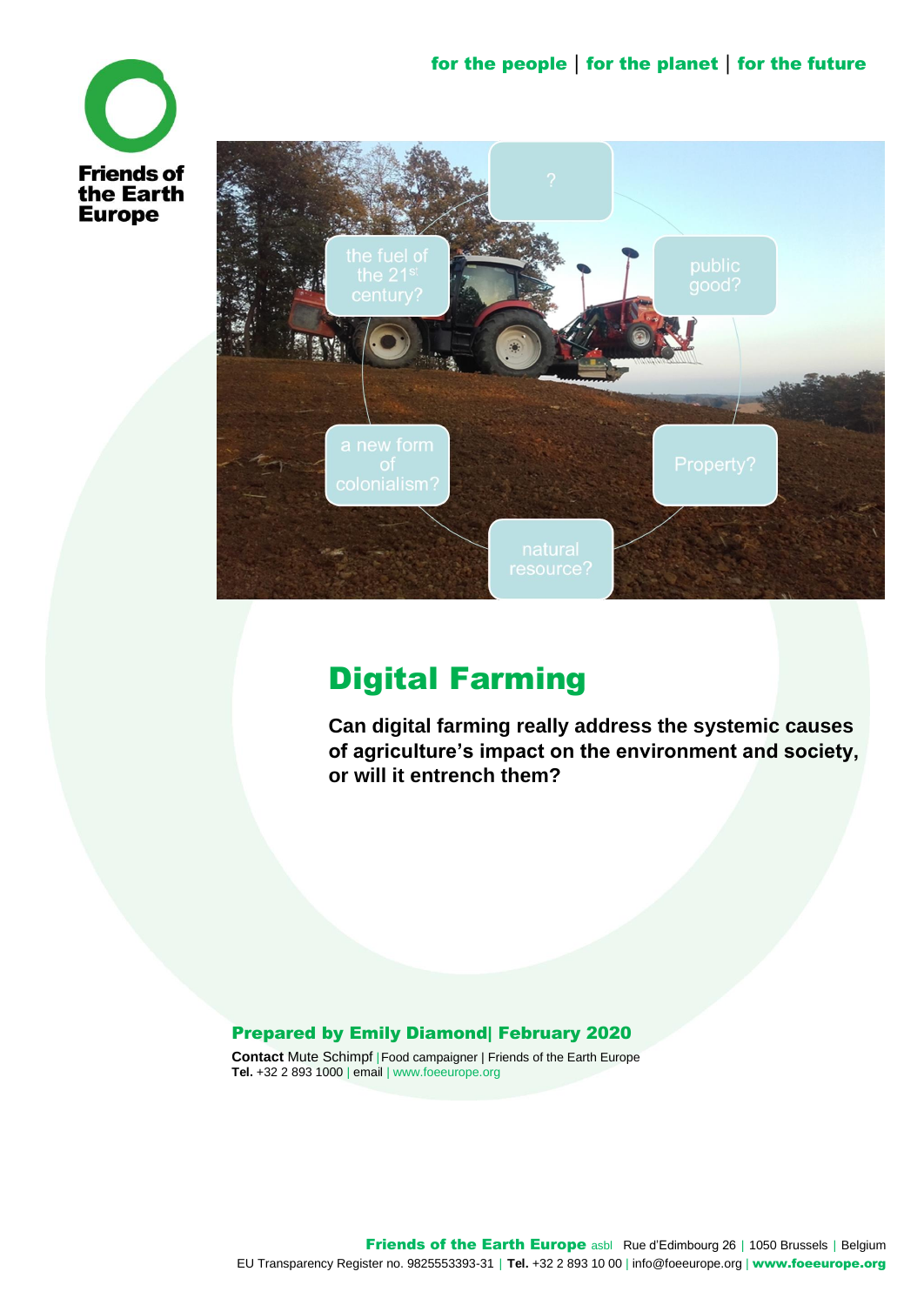Friends of the Earth Europe

for the people | for the planet | for the future

# Digital Farming

**Can digital farming really address the systemic causes of agriculture's impact on the environment and society, or will it entrench them?**

**Prepared by Emily Diamond| February 2020**

**Contact** Mute Schimpf | Food campaigner | Friends of the Earth Europe
**Tel.** +32 2 893 1000 | email | www.foeeurope.org

**Friends of the Earth Europe** asbl Rue d'Edimbourg 26 | 1050 Brussels | Belgium
EU Transparency Register no. 9825553393-31 | **Tel.** +32 2 893 10 00 | info@foeeurope.org | **www.foeeurope.org**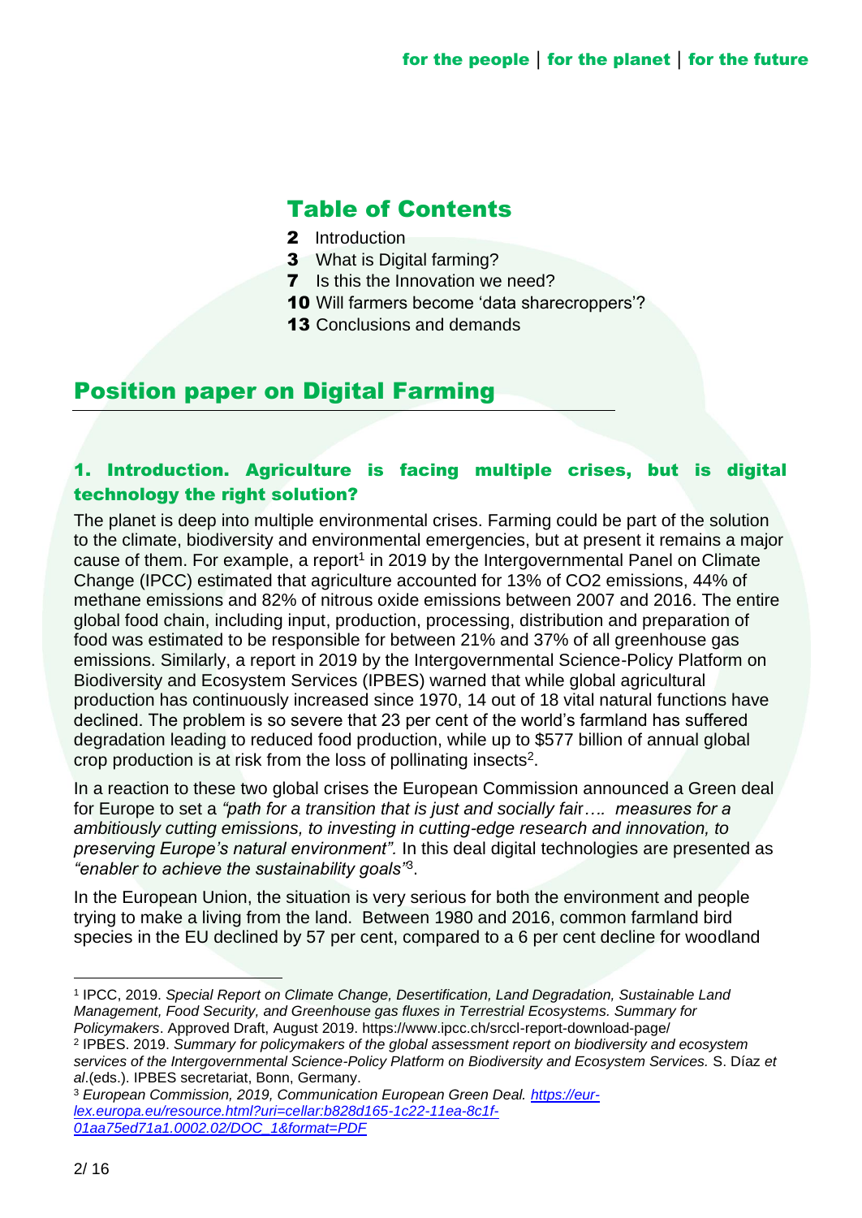## Table of Contents

**2** Introduction
**3** What is Digital farming?
**7** Is this the Innovation we need?
**10** Will farmers become 'data sharecroppers'?
**13** Conclusions and demands

# Position paper on Digital Farming

### 1. Introduction. Agriculture is facing multiple crises, but is digital technology the right solution?

The planet is deep into multiple environmental crises. Farming could be part of the solution to the climate, biodiversity and environmental emergencies, but at present it remains a major cause of them. For example, a report[1] in 2019 by the Intergovernmental Panel on Climate Change (IPCC) estimated that agriculture accounted for 13% of $CO_2$ emissions, 44% of methane emissions and 82% of nitrous oxide emissions between 2007 and 2016. The entire global food chain, including input, production, processing, distribution and preparation of food was estimated to be responsible for between 21% and 37% of all greenhouse gas emissions. Similarly, a report in 2019 by the Intergovernmental Science-Policy Platform on Biodiversity and Ecosystem Services (IPBES) warned that while global agricultural production has continuously increased since 1970, 14 out of 18 vital natural functions have declined. The problem is so severe that 23 per cent of the world's farmland has suffered degradation leading to reduced food production, while up to $577 billion of annual global crop production is at risk from the loss of pollinating insects[2].

In a reaction to these two global crises the European Commission announced a Green deal for Europe to set a *"path for a transition that is just and socially fair…. measures for a ambitiously cutting emissions, to investing in cutting-edge research and innovation, to preserving Europe's natural environment".* In this deal digital technologies are presented as *"enabler to achieve the sustainability goals"*[3].

In the European Union, the situation is very serious for both the environment and people trying to make a living from the land. Between 1980 and 2016, common farmland bird species in the EU declined by 57 per cent, compared to a 6 per cent decline for woodland

---

[1] IPCC, 2019. *Special Report on Climate Change, Desertification, Land Degradation, Sustainable Land Management, Food Security, and Greenhouse gas fluxes in Terrestrial Ecosystems. Summary for Policymakers*. Approved Draft, August 2019. https://www.ipcc.ch/srccl-report-download-page/

[2] IPBES. 2019. *Summary for policymakers of the global assessment report on biodiversity and ecosystem services of the Intergovernmental Science-Policy Platform on Biodiversity and Ecosystem Services.* S. Díaz *et al*.(eds.). IPBES secretariat, Bonn, Germany.

[3] *European Commission, 2019, Communication European Green Deal.* [https://eur-lex.europa.eu/resource.html?uri=cellar:b828d165-1c22-11ea-8c1f-01aa75ed71a1.0002.02/DOC_1&format=PDF](https://eur-lex.europa.eu/resource.html?uri=cellar:b828d165-1c22-11ea-8c1f-01aa75ed71a1.0002.02/DOC_1&format=PDF)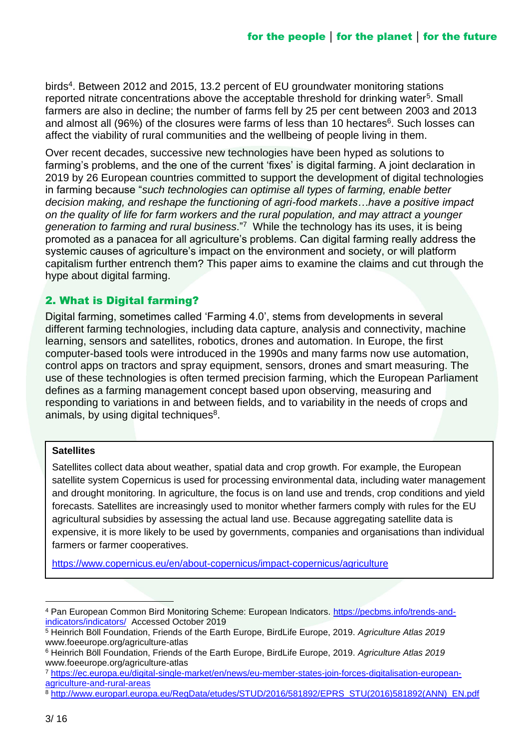birds[4]. Between 2012 and 2015, 13.2 percent of EU groundwater monitoring stations reported nitrate concentrations above the acceptable threshold for drinking water[5]. Small farmers are also in decline; the number of farms fell by 25 per cent between 2003 and 2013 and almost all (96%) of the closures were farms of less than 10 hectares[6]. Such losses can affect the viability of rural communities and the wellbeing of people living in them.

Over recent decades, successive new technologies have been hyped as solutions to farming's problems, and the one of the current 'fixes' is digital farming. A joint declaration in 2019 by 26 European countries committed to support the development of digital technologies in farming because "*such technologies can optimise all types of farming, enable better decision making, and reshape the functioning of agri-food markets…have a positive impact on the quality of life for farm workers and the rural population, and may attract a younger generation to farming and rural business*."[7] While the technology has its uses, it is being promoted as a panacea for all agriculture's problems. Can digital farming really address the systemic causes of agriculture's impact on the environment and society, or will platform capitalism further entrench them? This paper aims to examine the claims and cut through the hype about digital farming.

## 2. What is Digital farming?

Digital farming, sometimes called 'Farming 4.0', stems from developments in several different farming technologies, including data capture, analysis and connectivity, machine learning, sensors and satellites, robotics, drones and automation. In Europe, the first computer-based tools were introduced in the 1990s and many farms now use automation, control apps on tractors and spray equipment, sensors, drones and smart measuring. The use of these technologies is often termed precision farming, which the European Parliament defines as a farming management concept based upon observing, measuring and responding to variations in and between fields, and to variability in the needs of crops and animals, by using digital techniques[8].

**Satellites**

Satellites collect data about weather, spatial data and crop growth. For example, the European satellite system Copernicus is used for processing environmental data, including water management and drought monitoring. In agriculture, the focus is on land use and trends, crop conditions and yield forecasts. Satellites are increasingly used to monitor whether farmers comply with rules for the EU agricultural subsidies by assessing the actual land use. Because aggregating satellite data is expensive, it is more likely to be used by governments, companies and organisations than individual farmers or farmer cooperatives.

https://www.copernicus.eu/en/about-copernicus/impact-copernicus/agriculture

---

[4] Pan European Common Bird Monitoring Scheme: European Indicators. https://pecbms.info/trends-and-indicators/indicators/ Accessed October 2019

[5] Heinrich Böll Foundation, Friends of the Earth Europe, BirdLife Europe, 2019. *Agriculture Atlas 2019* www.foeeurope.org/agriculture-atlas

[6] Heinrich Böll Foundation, Friends of the Earth Europe, BirdLife Europe, 2019. *Agriculture Atlas 2019* www.foeeurope.org/agriculture-atlas

[7] https://ec.europa.eu/digital-single-market/en/news/eu-member-states-join-forces-digitalisation-european-agriculture-and-rural-areas

[8] http://www.europarl.europa.eu/RegData/etudes/STUD/2016/581892/EPRS_STU(2016)581892(ANN)_EN.pdf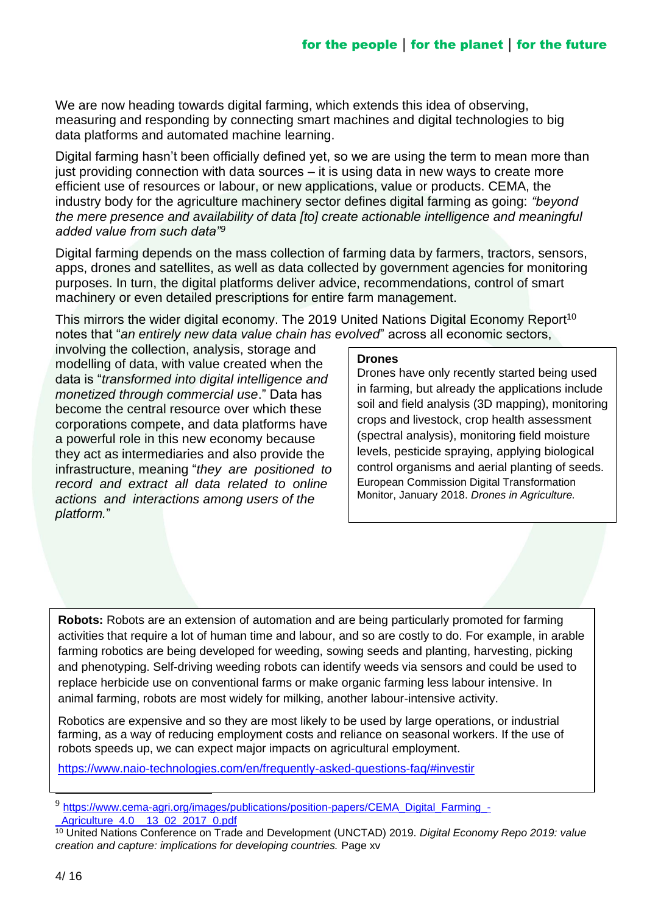We are now heading towards digital farming, which extends this idea of observing, measuring and responding by connecting smart machines and digital technologies to big data platforms and automated machine learning.

Digital farming hasn't been officially defined yet, so we are using the term to mean more than just providing connection with data sources – it is using data in new ways to create more efficient use of resources or labour, or new applications, value or products. CEMA, the industry body for the agriculture machinery sector defines digital farming as going: *"beyond the mere presence and availability of data [to] create actionable intelligence and meaningful added value from such data"*[9]

Digital farming depends on the mass collection of farming data by farmers, tractors, sensors, apps, drones and satellites, as well as data collected by government agencies for monitoring purposes. In turn, the digital platforms deliver advice, recommendations, control of smart machinery or even detailed prescriptions for entire farm management.

This mirrors the wider digital economy. The 2019 United Nations Digital Economy Report[10] notes that "*an entirely new data value chain has evolved*" across all economic sectors, involving the collection, analysis, storage and modelling of data, with value created when the data is "*transformed into digital intelligence and monetized through commercial use*." Data has become the central resource over which these corporations compete, and data platforms have a powerful role in this new economy because they act as intermediaries and also provide the infrastructure, meaning "*they are positioned to record and extract all data related to online actions and interactions among users of the platform.*"

**Drones**

Drones have only recently started being used in farming, but already the applications include soil and field analysis (3D mapping), monitoring crops and livestock, crop health assessment (spectral analysis), monitoring field moisture levels, pesticide spraying, applying biological control organisms and aerial planting of seeds.

European Commission Digital Transformation Monitor, January 2018. *Drones in Agriculture.*

**Robots:** Robots are an extension of automation and are being particularly promoted for farming activities that require a lot of human time and labour, and so are costly to do. For example, in arable farming robotics are being developed for weeding, sowing seeds and planting, harvesting, picking and phenotyping. Self-driving weeding robots can identify weeds via sensors and could be used to replace herbicide use on conventional farms or make organic farming less labour intensive. In animal farming, robots are most widely for milking, another labour-intensive activity.

Robotics are expensive and so they are most likely to be used by large operations, or industrial farming, as a way of reducing employment costs and reliance on seasonal workers. If the use of robots speeds up, we can expect major impacts on agricultural employment.

https://www.naio-technologies.com/en/frequently-asked-questions-faq/#investir

---

[9] https://www.cema-agri.org/images/publications/position-papers/CEMA_Digital_Farming_-_Agriculture_4.0__13_02_2017_0.pdf

[10] United Nations Conference on Trade and Development (UNCTAD) 2019. *Digital Economy Repo 2019: value creation and capture: implications for developing countries.* Page xv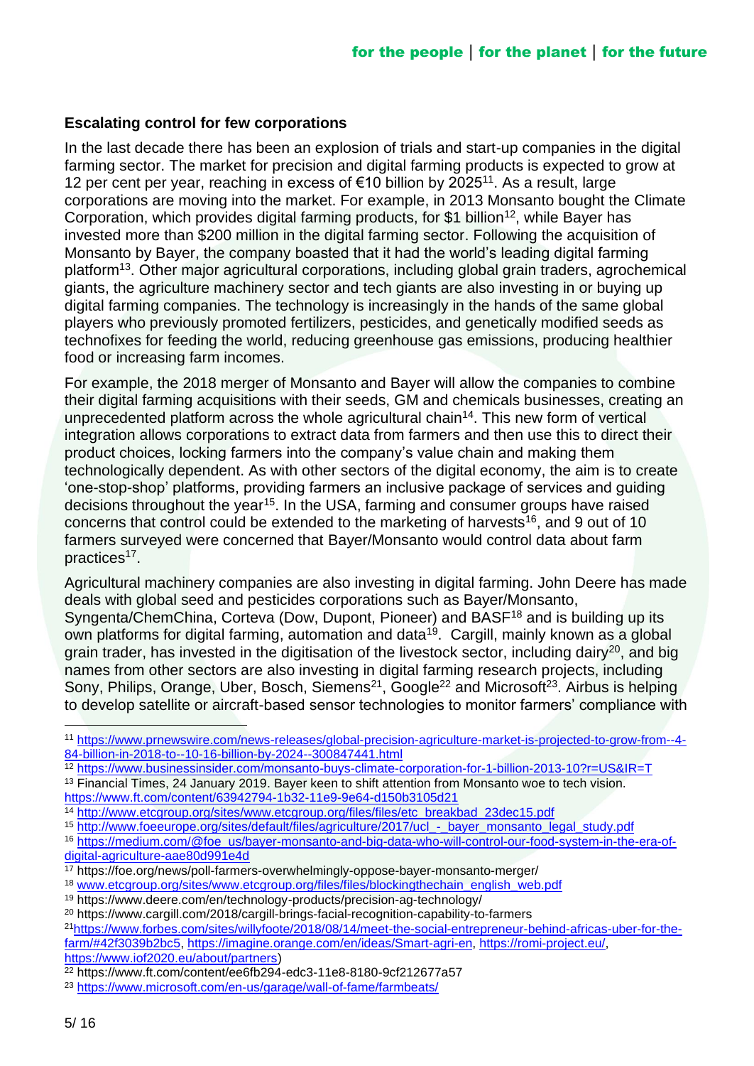### Escalating control for few corporations

In the last decade there has been an explosion of trials and start-up companies in the digital farming sector. The market for precision and digital farming products is expected to grow at 12 per cent per year, reaching in excess of €10 billion by 2025[11]. As a result, large corporations are moving into the market. For example, in 2013 Monsanto bought the Climate Corporation, which provides digital farming products, for $1 billion[12], while Bayer has invested more than $200 million in the digital farming sector. Following the acquisition of Monsanto by Bayer, the company boasted that it had the world's leading digital farming platform[13]. Other major agricultural corporations, including global grain traders, agrochemical giants, the agriculture machinery sector and tech giants are also investing in or buying up digital farming companies. The technology is increasingly in the hands of the same global players who previously promoted fertilizers, pesticides, and genetically modified seeds as technofixes for feeding the world, reducing greenhouse gas emissions, producing healthier food or increasing farm incomes.

For example, the 2018 merger of Monsanto and Bayer will allow the companies to combine their digital farming acquisitions with their seeds, GM and chemicals businesses, creating an unprecedented platform across the whole agricultural chain[14]. This new form of vertical integration allows corporations to extract data from farmers and then use this to direct their product choices, locking farmers into the company's value chain and making them technologically dependent. As with other sectors of the digital economy, the aim is to create 'one-stop-shop' platforms, providing farmers an inclusive package of services and guiding decisions throughout the year[15]. In the USA, farming and consumer groups have raised concerns that control could be extended to the marketing of harvests[16], and 9 out of 10 farmers surveyed were concerned that Bayer/Monsanto would control data about farm practices[17].

Agricultural machinery companies are also investing in digital farming. John Deere has made deals with global seed and pesticides corporations such as Bayer/Monsanto, Syngenta/ChemChina, Corteva (Dow, Dupont, Pioneer) and BASF[18] and is building up its own platforms for digital farming, automation and data[19]. Cargill, mainly known as a global grain trader, has invested in the digitisation of the livestock sector, including dairy[20], and big names from other sectors are also investing in digital farming research projects, including Sony, Philips, Orange, Uber, Bosch, Siemens[21], Google[22] and Microsoft[23]. Airbus is helping to develop satellite or aircraft-based sensor technologies to monitor farmers' compliance with

---

[11] https://www.prnewswire.com/news-releases/global-precision-agriculture-market-is-projected-to-grow-from--4-84-billion-in-2018-to--10-16-billion-by-2024--300847441.html

[12] https://www.businessinsider.com/monsanto-buys-climate-corporation-for-1-billion-2013-10?r=US&IR=T

[13] Financial Times, 24 January 2019. Bayer keen to shift attention from Monsanto woe to tech vision. https://www.ft.com/content/63942794-1b32-11e9-9e64-d150b3105d21

[14] http://www.etcgroup.org/sites/www.etcgroup.org/files/files/etc_breakbad_23dec15.pdf

[15] http://www.foeeurope.org/sites/default/files/agriculture/2017/ucl_-_bayer_monsanto_legal_study.pdf

[16] https://medium.com/@foe_us/bayer-monsanto-and-big-data-who-will-control-our-food-system-in-the-era-of-digital-agriculture-aae80d991e4d

[17] https://foe.org/news/poll-farmers-overwhelmingly-oppose-bayer-monsanto-merger/

[18] www.etcgroup.org/sites/www.etcgroup.org/files/files/blockingthechain_english_web.pdf

[19] https://www.deere.com/en/technology-products/precision-ag-technology/

[20] https://www.cargill.com/2018/cargill-brings-facial-recognition-capability-to-farmers

[21] https://www.forbes.com/sites/willyfoote/2018/08/14/meet-the-social-entrepreneur-behind-africas-uber-for-the-farm/#42f3039b2bc5, https://imagine.orange.com/en/ideas/Smart-agri-en, https://romi-project.eu/, https://www.iof2020.eu/about/partners)

[22] https://www.ft.com/content/ee6fb294-edc3-11e8-8180-9cf212677a57

[23] https://www.microsoft.com/en-us/garage/wall-of-fame/farmbeats/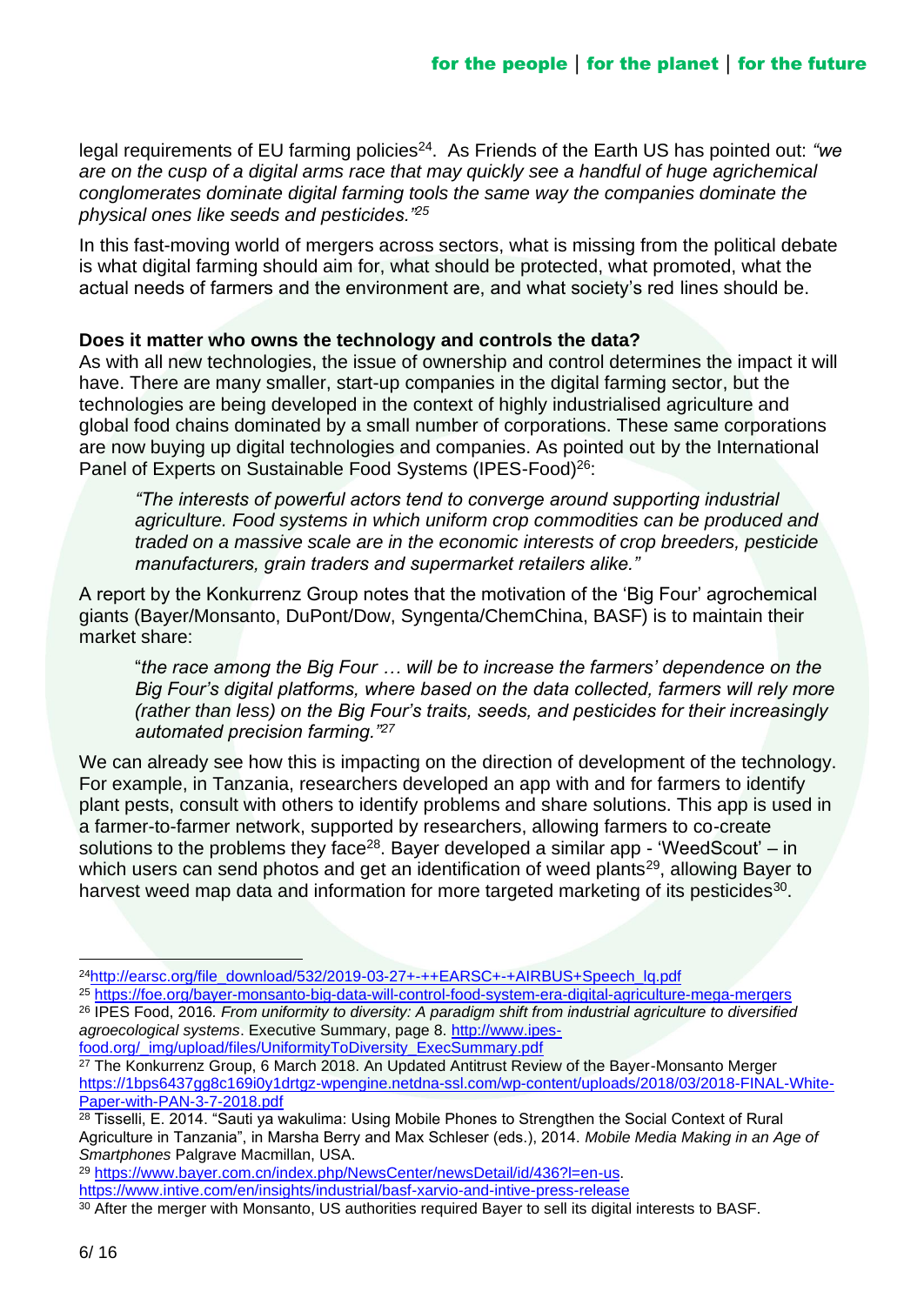legal requirements of EU farming policies[24]. As Friends of the Earth US has pointed out: *"we are on the cusp of a digital arms race that may quickly see a handful of huge agrichemical conglomerates dominate digital farming tools the same way the companies dominate the physical ones like seeds and pesticides."*[25]

In this fast-moving world of mergers across sectors, what is missing from the political debate is what digital farming should aim for, what should be protected, what promoted, what the actual needs of farmers and the environment are, and what society's red lines should be.

**Does it matter who owns the technology and controls the data?**

As with all new technologies, the issue of ownership and control determines the impact it will have. There are many smaller, start-up companies in the digital farming sector, but the technologies are being developed in the context of highly industrialised agriculture and global food chains dominated by a small number of corporations. These same corporations are now buying up digital technologies and companies. As pointed out by the International Panel of Experts on Sustainable Food Systems (IPES-Food)[26]:

> *"The interests of powerful actors tend to converge around supporting industrial agriculture. Food systems in which uniform crop commodities can be produced and traded on a massive scale are in the economic interests of crop breeders, pesticide manufacturers, grain traders and supermarket retailers alike."*

A report by the Konkurrenz Group notes that the motivation of the 'Big Four' agrochemical giants (Bayer/Monsanto, DuPont/Dow, Syngenta/ChemChina, BASF) is to maintain their market share:

> "*the race among the Big Four … will be to increase the farmers' dependence on the Big Four's digital platforms, where based on the data collected, farmers will rely more (rather than less) on the Big Four's traits, seeds, and pesticides for their increasingly automated precision farming."*[27]

We can already see how this is impacting on the direction of development of the technology. For example, in Tanzania, researchers developed an app with and for farmers to identify plant pests, consult with others to identify problems and share solutions. This app is used in a farmer-to-farmer network, supported by researchers, allowing farmers to co-create solutions to the problems they face[28]. Bayer developed a similar app - 'WeedScout' – in which users can send photos and get an identification of weed plants[29], allowing Bayer to harvest weed map data and information for more targeted marketing of its pesticides[30].

---

[24] http://earsc.org/file_download/532/2019-03-27+-++EARSC+-+AIRBUS+Speech_lq.pdf

[25] https://foe.org/bayer-monsanto-big-data-will-control-food-system-era-digital-agriculture-mega-mergers

[26] IPES Food, 2016. *From uniformity to diversity: A paradigm shift from industrial agriculture to diversified agroecological systems*. Executive Summary, page 8. http://www.ipes-food.org/_img/upload/files/UniformityToDiversity_ExecSummary.pdf

[27] The Konkurrenz Group, 6 March 2018. An Updated Antitrust Review of the Bayer-Monsanto Merger https://1bps6437gg8c169i0y1drtgz-wpengine.netdna-ssl.com/wp-content/uploads/2018/03/2018-FINAL-White-Paper-with-PAN-3-7-2018.pdf

[28] Tisselli, E. 2014. "Sauti ya wakulima: Using Mobile Phones to Strengthen the Social Context of Rural Agriculture in Tanzania", in Marsha Berry and Max Schleser (eds.), 2014. *Mobile Media Making in an Age of Smartphones* Palgrave Macmillan, USA.

[29] https://www.bayer.com.cn/index.php/NewsCenter/newsDetail/id/436?l=en-us. https://www.intive.com/en/insights/industrial/basf-xarvio-and-intive-press-release

[30] After the merger with Monsanto, US authorities required Bayer to sell its digital interests to BASF.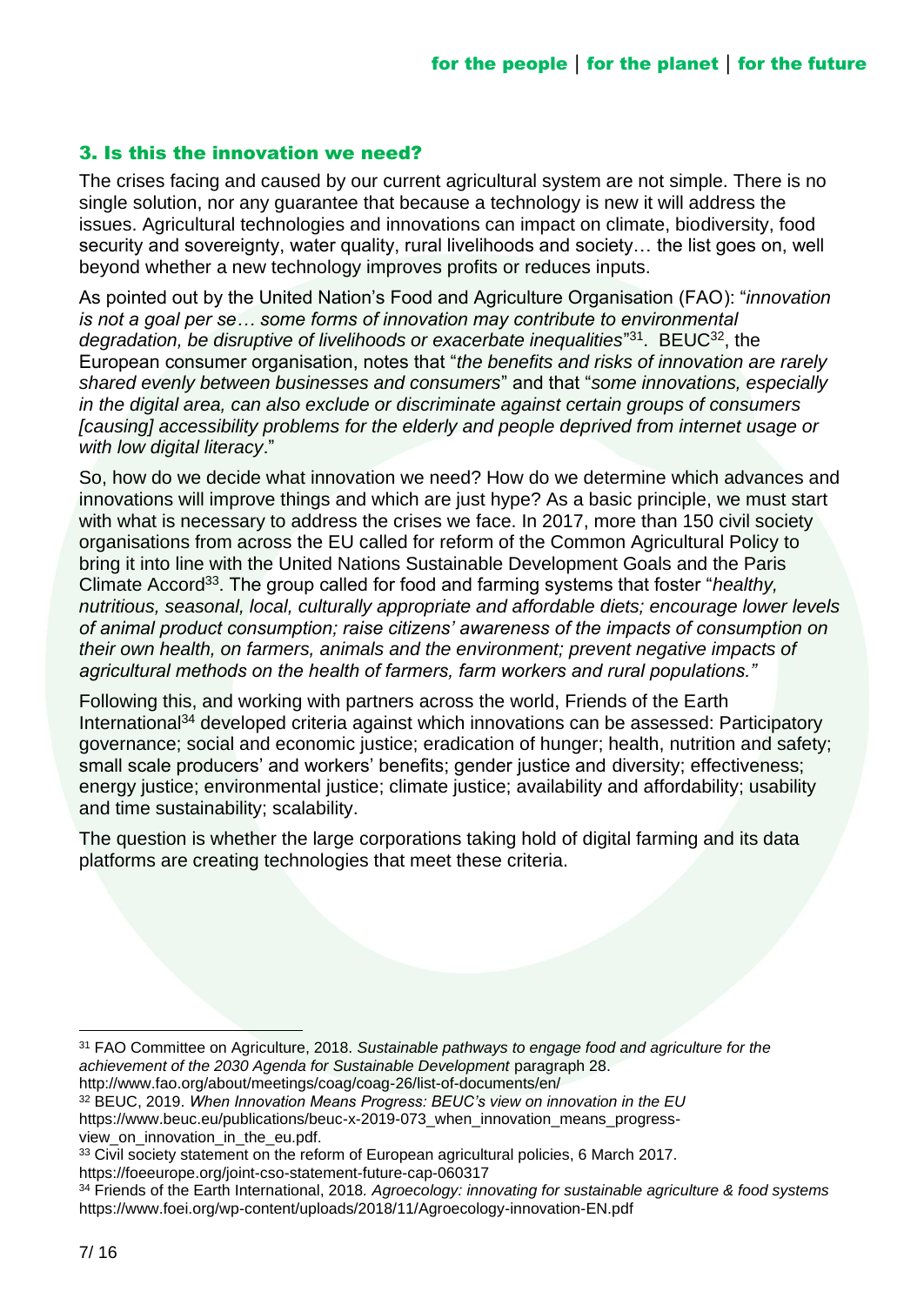### 3. Is this the innovation we need?

The crises facing and caused by our current agricultural system are not simple. There is no single solution, nor any guarantee that because a technology is new it will address the issues. Agricultural technologies and innovations can impact on climate, biodiversity, food security and sovereignty, water quality, rural livelihoods and society… the list goes on, well beyond whether a new technology improves profits or reduces inputs.

As pointed out by the United Nation's Food and Agriculture Organisation (FAO): "*innovation is not a goal per se… some forms of innovation may contribute to environmental degradation, be disruptive of livelihoods or exacerbate inequalities*"[31]. BEUC[32], the European consumer organisation, notes that "*the benefits and risks of innovation are rarely shared evenly between businesses and consumers*" and that "*some innovations, especially in the digital area, can also exclude or discriminate against certain groups of consumers [causing] accessibility problems for the elderly and people deprived from internet usage or with low digital literacy*."

So, how do we decide what innovation we need? How do we determine which advances and innovations will improve things and which are just hype? As a basic principle, we must start with what is necessary to address the crises we face. In 2017, more than 150 civil society organisations from across the EU called for reform of the Common Agricultural Policy to bring it into line with the United Nations Sustainable Development Goals and the Paris Climate Accord[33]. The group called for food and farming systems that foster "*healthy, nutritious, seasonal, local, culturally appropriate and affordable diets; encourage lower levels of animal product consumption; raise citizens' awareness of the impacts of consumption on their own health, on farmers, animals and the environment; prevent negative impacts of agricultural methods on the health of farmers, farm workers and rural populations.*"

Following this, and working with partners across the world, Friends of the Earth International[34] developed criteria against which innovations can be assessed: Participatory governance; social and economic justice; eradication of hunger; health, nutrition and safety; small scale producers' and workers' benefits; gender justice and diversity; effectiveness; energy justice; environmental justice; climate justice; availability and affordability; usability and time sustainability; scalability.

The question is whether the large corporations taking hold of digital farming and its data platforms are creating technologies that meet these criteria.

---

[31] FAO Committee on Agriculture, 2018. *Sustainable pathways to engage food and agriculture for the achievement of the 2030 Agenda for Sustainable Development* paragraph 28. http://www.fao.org/about/meetings/coag/coag-26/list-of-documents/en/

[32] BEUC, 2019. *When Innovation Means Progress: BEUC's view on innovation in the EU* https://www.beuc.eu/publications/beuc-x-2019-073_when_innovation_means_progress-view_on_innovation_in_the_eu.pdf.

[33] Civil society statement on the reform of European agricultural policies, 6 March 2017. https://foeeurope.org/joint-cso-statement-future-cap-060317

[34] Friends of the Earth International, 2018. *Agroecology: innovating for sustainable agriculture & food systems* https://www.foei.org/wp-content/uploads/2018/11/Agroecology-innovation-EN.pdf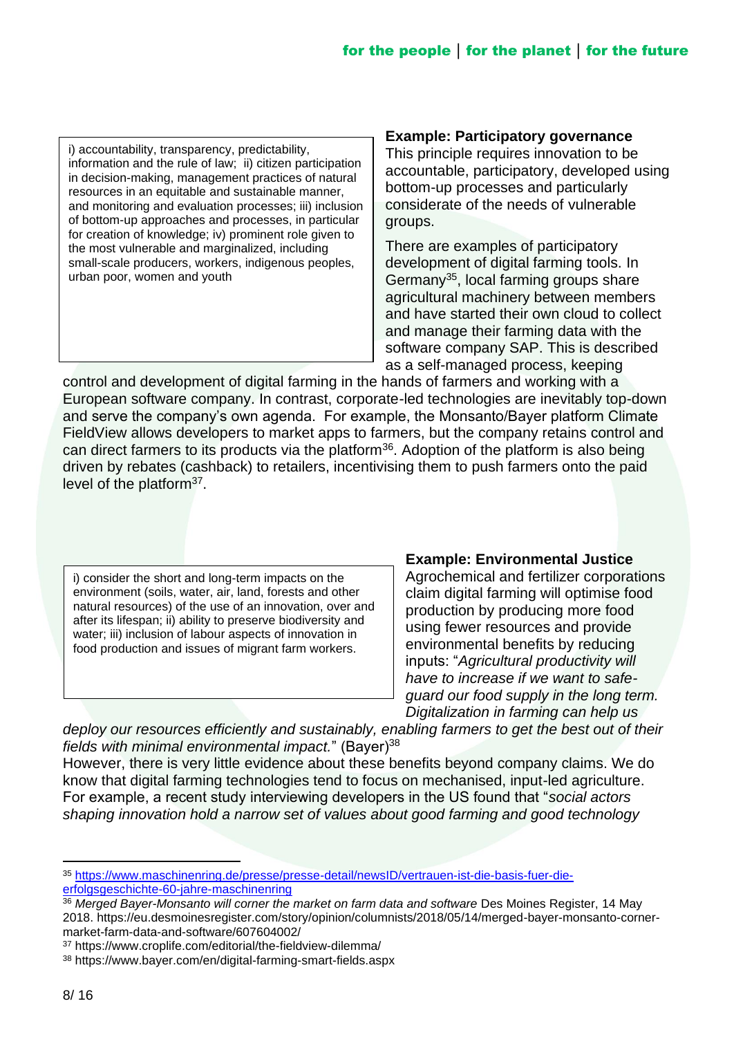i) accountability, transparency, predictability, information and the rule of law; ii) citizen participation in decision-making, management practices of natural resources in an equitable and sustainable manner, and monitoring and evaluation processes; iii) inclusion of bottom-up approaches and processes, in particular for creation of knowledge; iv) prominent role given to the most vulnerable and marginalized, including small-scale producers, workers, indigenous peoples, urban poor, women and youth

**Example: Participatory governance**

This principle requires innovation to be accountable, participatory, developed using bottom-up processes and particularly considerate of the needs of vulnerable groups.

There are examples of participatory development of digital farming tools. In Germany[35], local farming groups share agricultural machinery between members and have started their own cloud to collect and manage their farming data with the software company SAP. This is described as a self-managed process, keeping control and development of digital farming in the hands of farmers and working with a European software company. In contrast, corporate-led technologies are inevitably top-down and serve the company's own agenda. For example, the Monsanto/Bayer platform Climate FieldView allows developers to market apps to farmers, but the company retains control and can direct farmers to its products via the platform[36]. Adoption of the platform is also being driven by rebates (cashback) to retailers, incentivising them to push farmers onto the paid level of the platform[37].

i) consider the short and long-term impacts on the environment (soils, water, air, land, forests and other natural resources) of the use of an innovation, over and after its lifespan; ii) ability to preserve biodiversity and water; iii) inclusion of labour aspects of innovation in food production and issues of migrant farm workers.

**Example: Environmental Justice**

Agrochemical and fertilizer corporations claim digital farming will optimise food production by producing more food using fewer resources and provide environmental benefits by reducing inputs: "*Agricultural productivity will have to increase if we want to safe-guard our food supply in the long term. Digitalization in farming can help us deploy our resources efficiently and sustainably, enabling farmers to get the best out of their fields with minimal environmental impact.*" (Bayer)[38]

However, there is very little evidence about these benefits beyond company claims. We do know that digital farming technologies tend to focus on mechanised, input-led agriculture. For example, a recent study interviewing developers in the US found that "*social actors shaping innovation hold a narrow set of values about good farming and good technology*

---

[35] https://www.maschinenring.de/presse/presse-detail/newsID/vertrauen-ist-die-basis-fuer-die-erfolgsgeschichte-60-jahre-maschinenring

[36] *Merged Bayer-Monsanto will corner the market on farm data and software* Des Moines Register, 14 May 2018. https://eu.desmoinesregister.com/story/opinion/columnists/2018/05/14/merged-bayer-monsanto-corner-market-farm-data-and-software/607604002/

[37] https://www.croplife.com/editorial/the-fieldview-dilemma/

[38] https://www.bayer.com/en/digital-farming-smart-fields.aspx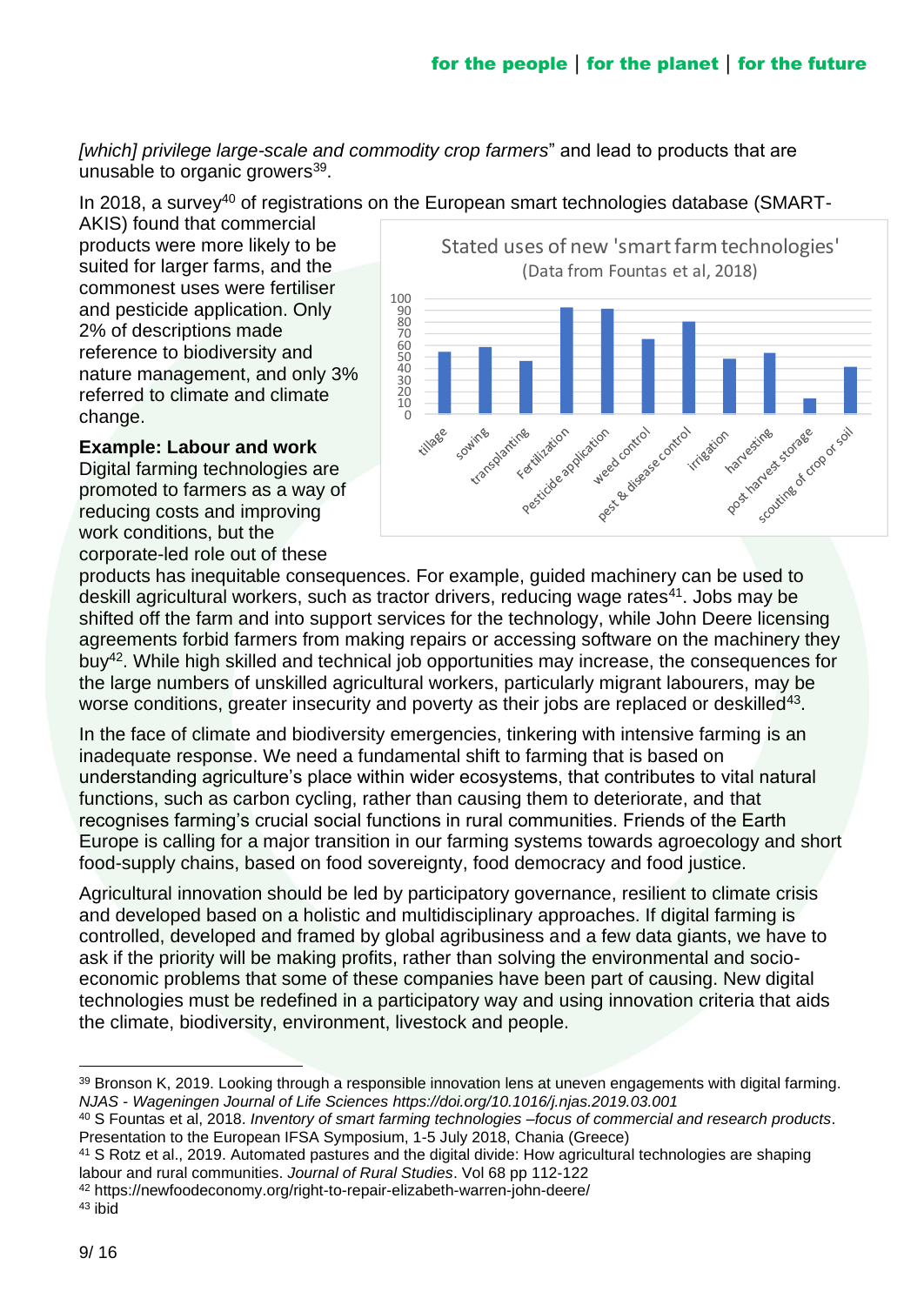*[which] privilege large-scale and commodity crop farmers*" and lead to products that are unusable to organic growers[39].

In 2018, a survey[40] of registrations on the European smart technologies database (SMART-AKIS) found that commercial products were more likely to be suited for larger farms, and the commonest uses were fertiliser and pesticide application. Only 2% of descriptions made reference to biodiversity and nature management, and only 3% referred to climate and climate change.

**Example: Labour and work**

Digital farming technologies are promoted to farmers as a way of reducing costs and improving work conditions, but the corporate-led role out of these products has inequitable consequences. For example, guided machinery can be used to deskill agricultural workers, such as tractor drivers, reducing wage rates[41]. Jobs may be shifted off the farm and into support services for the technology, while John Deere licensing agreements forbid farmers from making repairs or accessing software on the machinery they buy[42]. While high skilled and technical job opportunities may increase, the consequences for the large numbers of unskilled agricultural workers, particularly migrant labourers, may be worse conditions, greater insecurity and poverty as their jobs are replaced or deskilled[43].

In the face of climate and biodiversity emergencies, tinkering with intensive farming is an inadequate response. We need a fundamental shift to farming that is based on understanding agriculture's place within wider ecosystems, that contributes to vital natural functions, such as carbon cycling, rather than causing them to deteriorate, and that recognises farming's crucial social functions in rural communities. Friends of the Earth Europe is calling for a major transition in our farming systems towards agroecology and short food-supply chains, based on food sovereignty, food democracy and food justice.

Agricultural innovation should be led by participatory governance, resilient to climate crisis and developed based on a holistic and multidisciplinary approaches. If digital farming is controlled, developed and framed by global agribusiness and a few data giants, we have to ask if the priority will be making profits, rather than solving the environmental and socio-economic problems that some of these companies have been part of causing. New digital technologies must be redefined in a participatory way and using innovation criteria that aids the climate, biodiversity, environment, livestock and people.

---

[39] Bronson K, 2019. Looking through a responsible innovation lens at uneven engagements with digital farming. *NJAS - Wageningen Journal of Life Sciences https://doi.org/10.1016/j.njas.2019.03.001*

[40] S Fountas et al, 2018. *Inventory of smart farming technologies –focus of commercial and research products*. Presentation to the European IFSA Symposium, 1-5 July 2018, Chania (Greece)

[41] S Rotz et al., 2019. Automated pastures and the digital divide: How agricultural technologies are shaping labour and rural communities. *Journal of Rural Studies*. Vol 68 pp 112-122

[42] https://newfoodeconomy.org/right-to-repair-elizabeth-warren-john-deere/

[43] ibid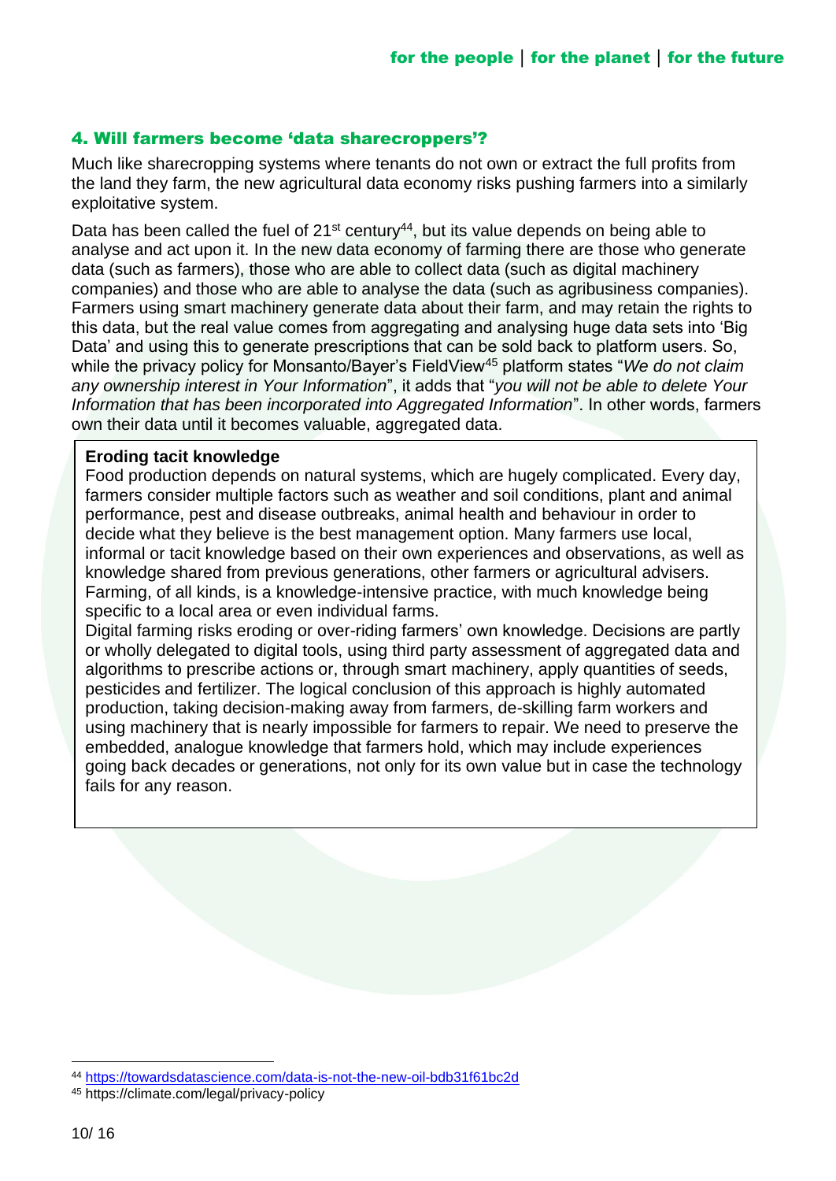## 4. Will farmers become 'data sharecroppers'?

Much like sharecropping systems where tenants do not own or extract the full profits from the land they farm, the new agricultural data economy risks pushing farmers into a similarly exploitative system.

Data has been called the fuel of 21st century[44], but its value depends on being able to analyse and act upon it. In the new data economy of farming there are those who generate data (such as farmers), those who are able to collect data (such as digital machinery companies) and those who are able to analyse the data (such as agribusiness companies). Farmers using smart machinery generate data about their farm, and may retain the rights to this data, but the real value comes from aggregating and analysing huge data sets into 'Big Data' and using this to generate prescriptions that can be sold back to platform users. So, while the privacy policy for Monsanto/Bayer's FieldView[45] platform states "*We do not claim any ownership interest in Your Information*", it adds that "*you will not be able to delete Your Information that has been incorporated into Aggregated Information*". In other words, farmers own their data until it becomes valuable, aggregated data.

**Eroding tacit knowledge**

Food production depends on natural systems, which are hugely complicated. Every day, farmers consider multiple factors such as weather and soil conditions, plant and animal performance, pest and disease outbreaks, animal health and behaviour in order to decide what they believe is the best management option. Many farmers use local, informal or tacit knowledge based on their own experiences and observations, as well as knowledge shared from previous generations, other farmers or agricultural advisers. Farming, of all kinds, is a knowledge-intensive practice, with much knowledge being specific to a local area or even individual farms.

Digital farming risks eroding or over-riding farmers' own knowledge. Decisions are partly or wholly delegated to digital tools, using third party assessment of aggregated data and algorithms to prescribe actions or, through smart machinery, apply quantities of seeds, pesticides and fertilizer. The logical conclusion of this approach is highly automated production, taking decision-making away from farmers, de-skilling farm workers and using machinery that is nearly impossible for farmers to repair. We need to preserve the embedded, analogue knowledge that farmers hold, which may include experiences going back decades or generations, not only for its own value but in case the technology fails for any reason.

---

[44] https://towardsdatascience.com/data-is-not-the-new-oil-bdb31f61bc2d

[45] https://climate.com/legal/privacy-policy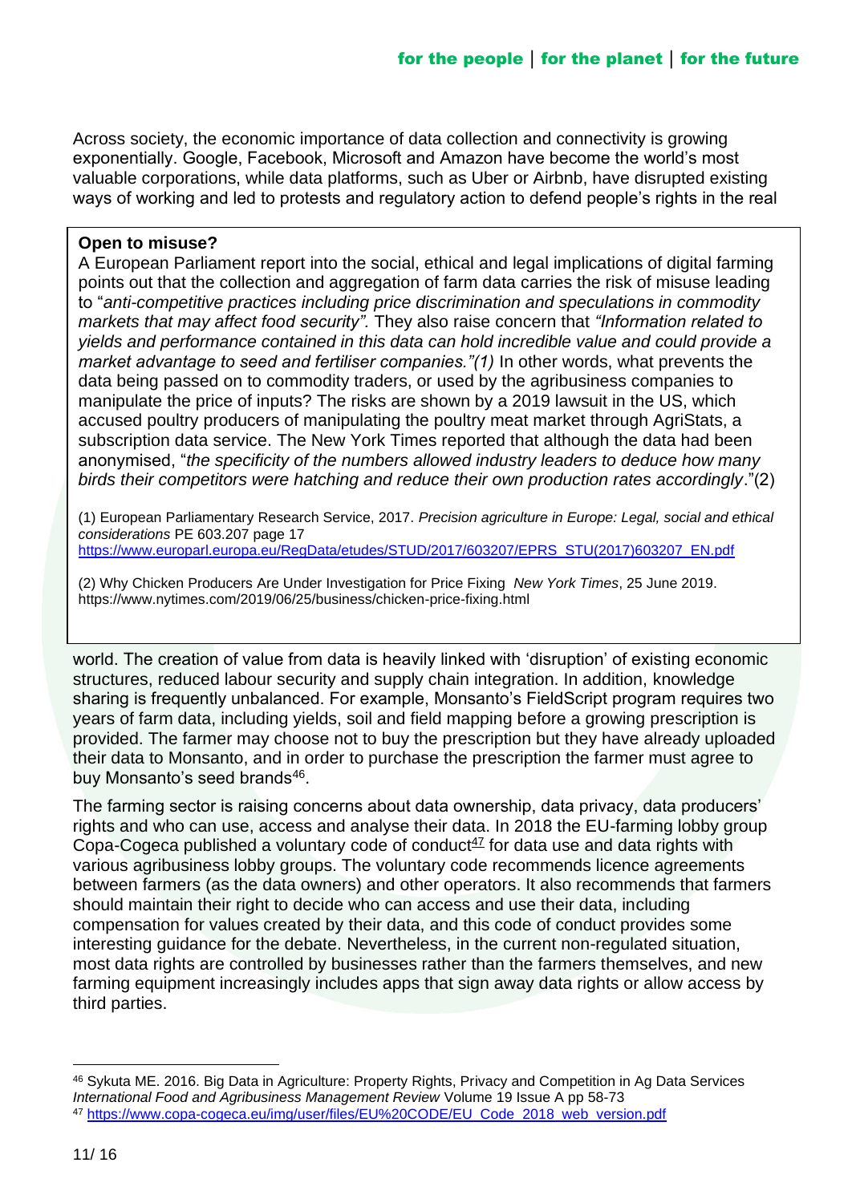Across society, the economic importance of data collection and connectivity is growing exponentially. Google, Facebook, Microsoft and Amazon have become the world's most valuable corporations, while data platforms, such as Uber or Airbnb, have disrupted existing ways of working and led to protests and regulatory action to defend people's rights in the real world. The creation of value from data is heavily linked with 'disruption' of existing economic structures, reduced labour security and supply chain integration. In addition, knowledge sharing is frequently unbalanced. For example, Monsanto's FieldScript program requires two years of farm data, including yields, soil and field mapping before a growing prescription is provided. The farmer may choose not to buy the prescription but they have already uploaded their data to Monsanto, and in order to purchase the prescription the farmer must agree to buy Monsanto's seed brands[46].

> **Open to misuse?**
>
> A European Parliament report into the social, ethical and legal implications of digital farming points out that the collection and aggregation of farm data carries the risk of misuse leading to "*anti-competitive practices including price discrimination and speculations in commodity markets that may affect food security".* They also raise concern that *"Information related to yields and performance contained in this data can hold incredible value and could provide a market advantage to seed and fertiliser companies."(1)* In other words, what prevents the data being passed on to commodity traders, or used by the agribusiness companies to manipulate the price of inputs? The risks are shown by a 2019 lawsuit in the US, which accused poultry producers of manipulating the poultry meat market through AgriStats, a subscription data service. The New York Times reported that although the data had been anonymised, "*the specificity of the numbers allowed industry leaders to deduce how many birds their competitors were hatching and reduce their own production rates accordingly*."(2)
>
> (1) European Parliamentary Research Service, 2017. *Precision agriculture in Europe: Legal, social and ethical considerations* PE 603.207 page 17 https://www.europarl.europa.eu/RegData/etudes/STUD/2017/603207/EPRS_STU(2017)603207_EN.pdf
>
> (2) Why Chicken Producers Are Under Investigation for Price Fixing *New York Times*, 25 June 2019. https://www.nytimes.com/2019/06/25/business/chicken-price-fixing.html

The farming sector is raising concerns about data ownership, data privacy, data producers' rights and who can use, access and analyse their data. In 2018 the EU-farming lobby group Copa-Cogeca published a voluntary code of conduct[47] for data use and data rights with various agribusiness lobby groups. The voluntary code recommends licence agreements between farmers (as the data owners) and other operators. It also recommends that farmers should maintain their right to decide who can access and use their data, including compensation for values created by their data, and this code of conduct provides some interesting guidance for the debate. Nevertheless, in the current non-regulated situation, most data rights are controlled by businesses rather than the farmers themselves, and new farming equipment increasingly includes apps that sign away data rights or allow access by third parties.

---

[46] Sykuta ME. 2016. Big Data in Agriculture: Property Rights, Privacy and Competition in Ag Data Services *International Food and Agribusiness Management Review* Volume 19 Issue A pp 58-73

[47] https://www.copa-cogeca.eu/img/user/files/EU%20CODE/EU_Code_2018_web_version.pdf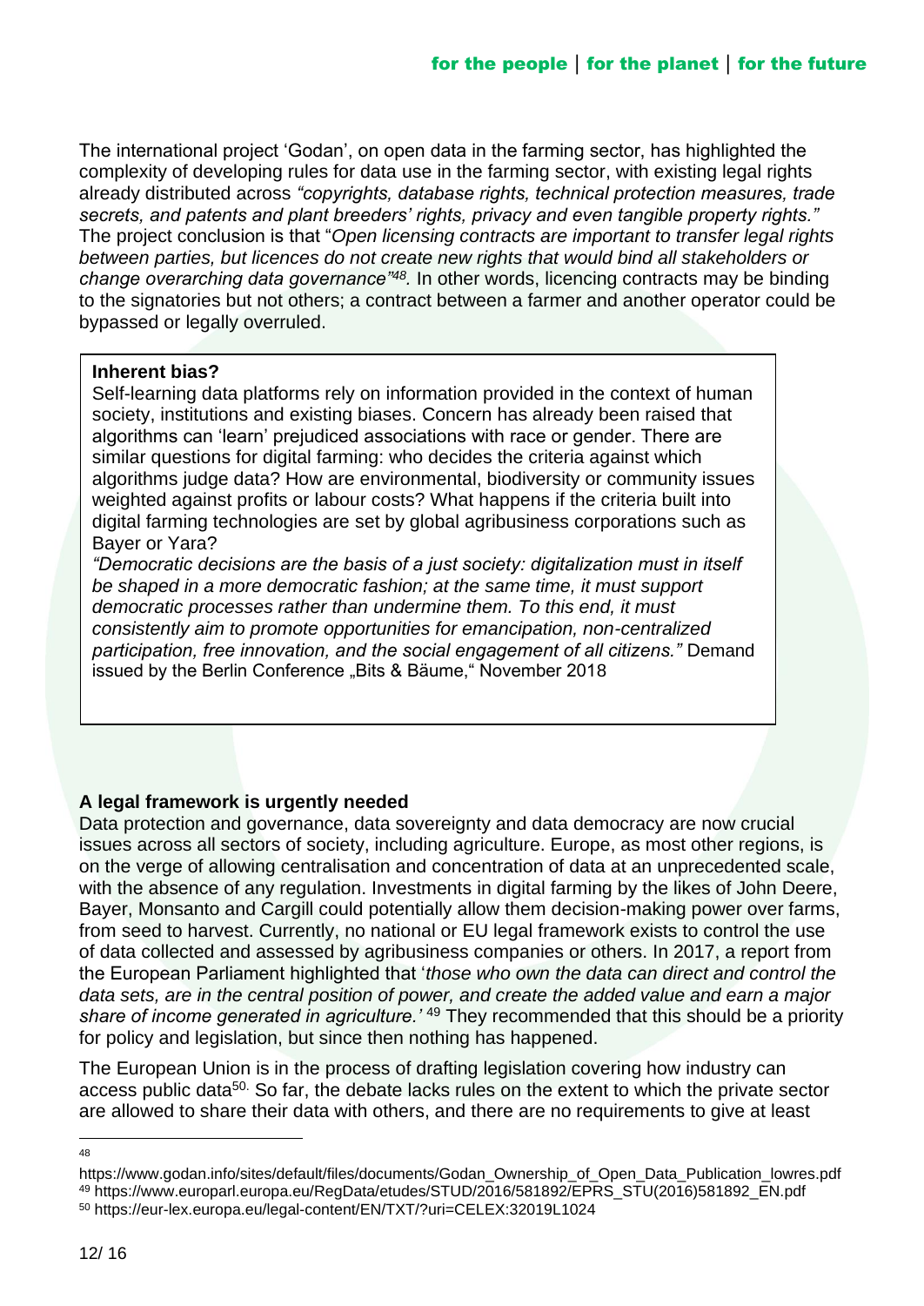The international project 'Godan', on open data in the farming sector, has highlighted the complexity of developing rules for data use in the farming sector, with existing legal rights already distributed across *"copyrights, database rights, technical protection measures, trade secrets, and patents and plant breeders' rights, privacy and even tangible property rights."* The project conclusion is that "*Open licensing contracts are important to transfer legal rights between parties, but licences do not create new rights that would bind all stakeholders or change overarching data governance"*[48]*.* In other words, licencing contracts may be binding to the signatories but not others; a contract between a farmer and another operator could be bypassed or legally overruled.

> **Inherent bias?**
>
> Self-learning data platforms rely on information provided in the context of human society, institutions and existing biases. Concern has already been raised that algorithms can 'learn' prejudiced associations with race or gender. There are similar questions for digital farming: who decides the criteria against which algorithms judge data? How are environmental, biodiversity or community issues weighted against profits or labour costs? What happens if the criteria built into digital farming technologies are set by global agribusiness corporations such as Bayer or Yara?
>
> *"Democratic decisions are the basis of a just society: digitalization must in itself be shaped in a more democratic fashion; at the same time, it must support democratic processes rather than undermine them. To this end, it must consistently aim to promote opportunities for emancipation, non-centralized participation, free innovation, and the social engagement of all citizens."* Demand issued by the Berlin Conference „Bits & Bäume," November 2018

### A legal framework is urgently needed

Data protection and governance, data sovereignty and data democracy are now crucial issues across all sectors of society, including agriculture. Europe, as most other regions, is on the verge of allowing centralisation and concentration of data at an unprecedented scale, with the absence of any regulation. Investments in digital farming by the likes of John Deere, Bayer, Monsanto and Cargill could potentially allow them decision-making power over farms, from seed to harvest. Currently, no national or EU legal framework exists to control the use of data collected and assessed by agribusiness companies or others. In 2017, a report from the European Parliament highlighted that '*those who own the data can direct and control the data sets, are in the central position of power, and create the added value and earn a major share of income generated in agriculture.'* [49] They recommended that this should be a priority for policy and legislation, but since then nothing has happened.

The European Union is in the process of drafting legislation covering how industry can access public data[50]. So far, the debate lacks rules on the extent to which the private sector are allowed to share their data with others, and there are no requirements to give at least

---

[48] https://www.godan.info/sites/default/files/documents/Godan_Ownership_of_Open_Data_Publication_lowres.pdf

[49] https://www.europarl.europa.eu/RegData/etudes/STUD/2016/581892/EPRS_STU(2016)581892_EN.pdf

[50] https://eur-lex.europa.eu/legal-content/EN/TXT/?uri=CELEX:32019L1024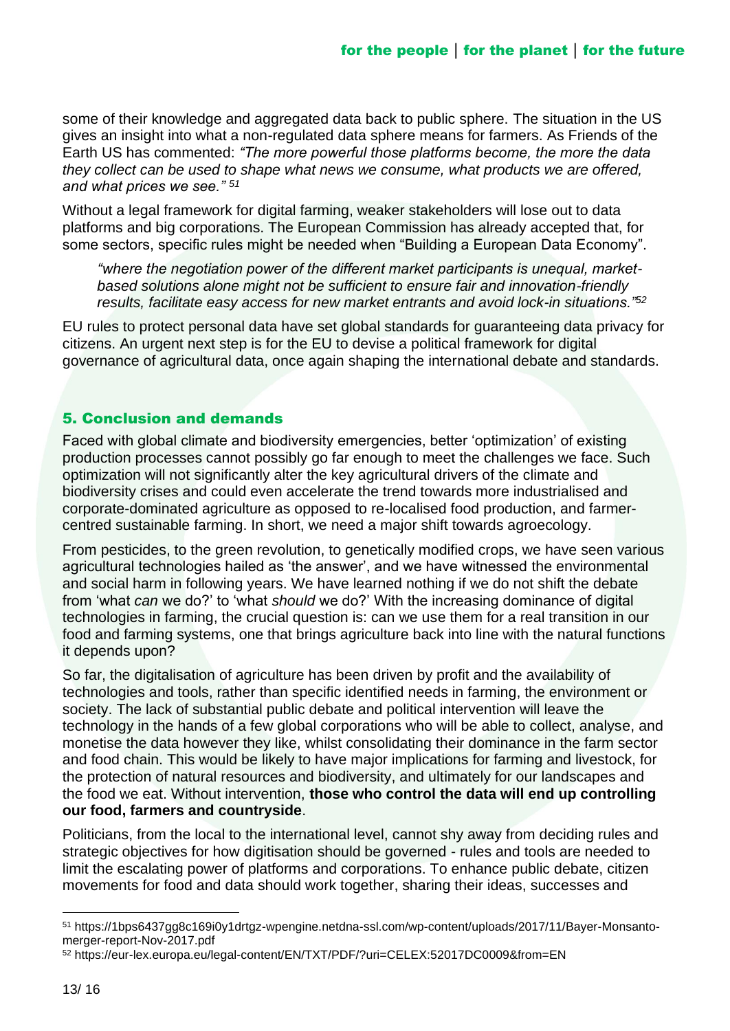some of their knowledge and aggregated data back to public sphere. The situation in the US gives an insight into what a non-regulated data sphere means for farmers. As Friends of the Earth US has commented: *"The more powerful those platforms become, the more the data they collect can be used to shape what news we consume, what products we are offered, and what prices we see."* [51]

Without a legal framework for digital farming, weaker stakeholders will lose out to data platforms and big corporations. The European Commission has already accepted that, for some sectors, specific rules might be needed when "Building a European Data Economy".

> *"where the negotiation power of the different market participants is unequal, market-based solutions alone might not be sufficient to ensure fair and innovation-friendly results, facilitate easy access for new market entrants and avoid lock-in situations."* [52]

EU rules to protect personal data have set global standards for guaranteeing data privacy for citizens. An urgent next step is for the EU to devise a political framework for digital governance of agricultural data, once again shaping the international debate and standards.

## 5. Conclusion and demands

Faced with global climate and biodiversity emergencies, better 'optimization' of existing production processes cannot possibly go far enough to meet the challenges we face. Such optimization will not significantly alter the key agricultural drivers of the climate and biodiversity crises and could even accelerate the trend towards more industrialised and corporate-dominated agriculture as opposed to re-localised food production, and farmer-centred sustainable farming. In short, we need a major shift towards agroecology.

From pesticides, to the green revolution, to genetically modified crops, we have seen various agricultural technologies hailed as 'the answer', and we have witnessed the environmental and social harm in following years. We have learned nothing if we do not shift the debate from 'what *can* we do?' to 'what *should* we do?' With the increasing dominance of digital technologies in farming, the crucial question is: can we use them for a real transition in our food and farming systems, one that brings agriculture back into line with the natural functions it depends upon?

So far, the digitalisation of agriculture has been driven by profit and the availability of technologies and tools, rather than specific identified needs in farming, the environment or society. The lack of substantial public debate and political intervention will leave the technology in the hands of a few global corporations who will be able to collect, analyse, and monetise the data however they like, whilst consolidating their dominance in the farm sector and food chain. This would be likely to have major implications for farming and livestock, for the protection of natural resources and biodiversity, and ultimately for our landscapes and the food we eat. Without intervention, **those who control the data will end up controlling our food, farmers and countryside**.

Politicians, from the local to the international level, cannot shy away from deciding rules and strategic objectives for how digitisation should be governed - rules and tools are needed to limit the escalating power of platforms and corporations. To enhance public debate, citizen movements for food and data should work together, sharing their ideas, successes and

---

[51] https://1bps6437gg8c169i0y1drtgz-wpengine.netdna-ssl.com/wp-content/uploads/2017/11/Bayer-Monsanto-merger-report-Nov-2017.pdf

[52] https://eur-lex.europa.eu/legal-content/EN/TXT/PDF/?uri=CELEX:52017DC0009&from=EN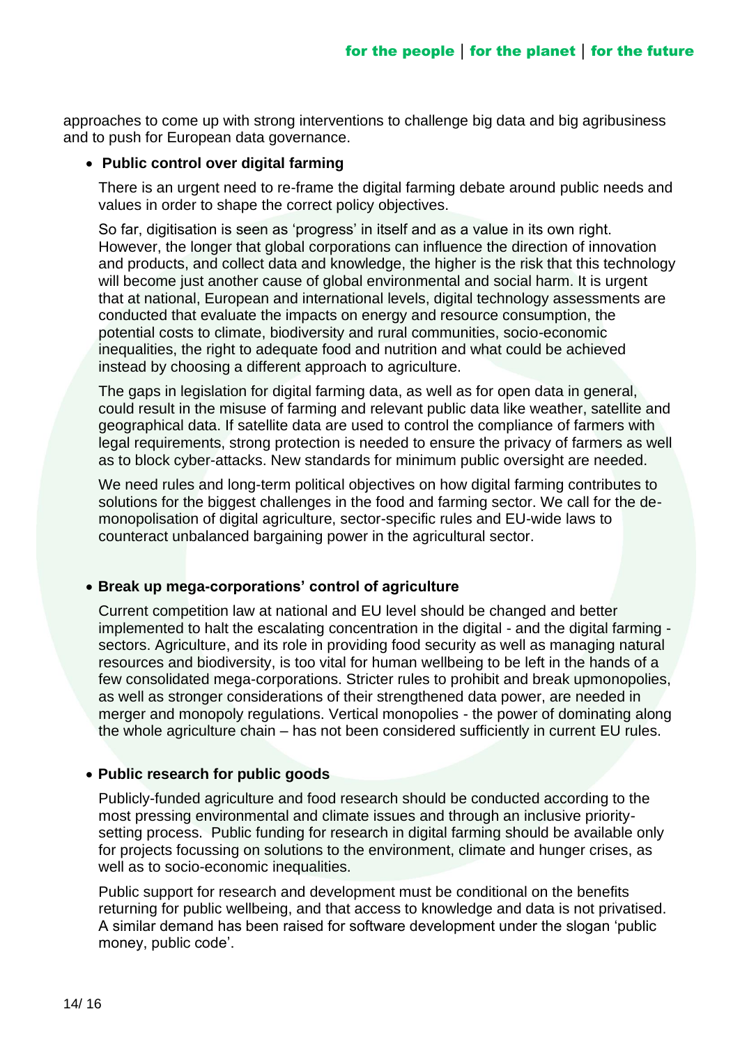approaches to come up with strong interventions to challenge big data and big agribusiness and to push for European data governance.

- **Public control over digital farming**

  There is an urgent need to re-frame the digital farming debate around public needs and values in order to shape the correct policy objectives.

  So far, digitisation is seen as 'progress' in itself and as a value in its own right. However, the longer that global corporations can influence the direction of innovation and products, and collect data and knowledge, the higher is the risk that this technology will become just another cause of global environmental and social harm. It is urgent that at national, European and international levels, digital technology assessments are conducted that evaluate the impacts on energy and resource consumption, the potential costs to climate, biodiversity and rural communities, socio-economic inequalities, the right to adequate food and nutrition and what could be achieved instead by choosing a different approach to agriculture.

  The gaps in legislation for digital farming data, as well as for open data in general, could result in the misuse of farming and relevant public data like weather, satellite and geographical data. If satellite data are used to control the compliance of farmers with legal requirements, strong protection is needed to ensure the privacy of farmers as well as to block cyber-attacks. New standards for minimum public oversight are needed.

  We need rules and long-term political objectives on how digital farming contributes to solutions for the biggest challenges in the food and farming sector. We call for the de-monopolisation of digital agriculture, sector-specific rules and EU-wide laws to counteract unbalanced bargaining power in the agricultural sector.

- **Break up mega-corporations' control of agriculture**

  Current competition law at national and EU level should be changed and better implemented to halt the escalating concentration in the digital - and the digital farming - sectors. Agriculture, and its role in providing food security as well as managing natural resources and biodiversity, is too vital for human wellbeing to be left in the hands of a few consolidated mega-corporations. Stricter rules to prohibit and break upmonopolies, as well as stronger considerations of their strengthened data power, are needed in merger and monopoly regulations. Vertical monopolies - the power of dominating along the whole agriculture chain – has not been considered sufficiently in current EU rules.

- **Public research for public goods**

  Publicly-funded agriculture and food research should be conducted according to the most pressing environmental and climate issues and through an inclusive priority-setting process. Public funding for research in digital farming should be available only for projects focussing on solutions to the environment, climate and hunger crises, as well as to socio-economic inequalities.

  Public support for research and development must be conditional on the benefits returning for public wellbeing, and that access to knowledge and data is not privatised. A similar demand has been raised for software development under the slogan 'public money, public code'.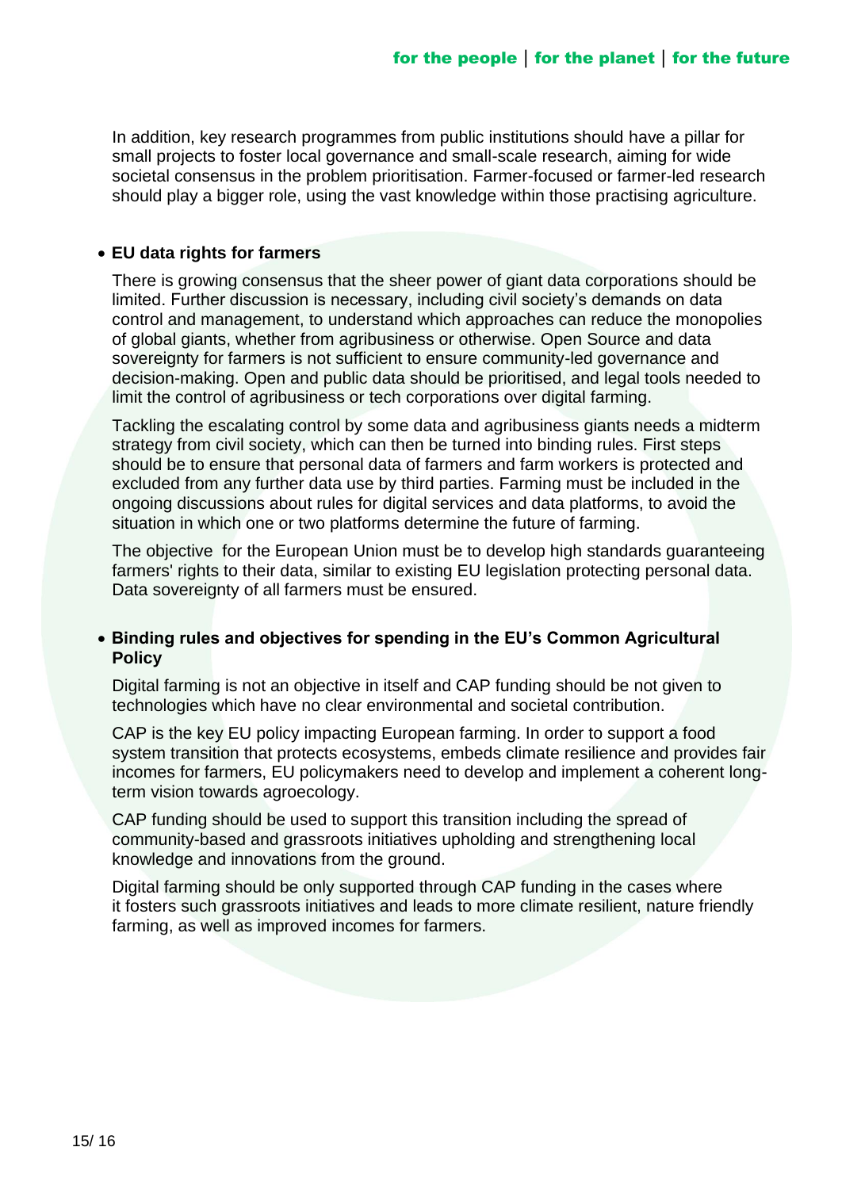In addition, key research programmes from public institutions should have a pillar for small projects to foster local governance and small-scale research, aiming for wide societal consensus in the problem prioritisation. Farmer-focused or farmer-led research should play a bigger role, using the vast knowledge within those practising agriculture.

- **EU data rights for farmers**

  There is growing consensus that the sheer power of giant data corporations should be limited. Further discussion is necessary, including civil society's demands on data control and management, to understand which approaches can reduce the monopolies of global giants, whether from agribusiness or otherwise. Open Source and data sovereignty for farmers is not sufficient to ensure community-led governance and decision-making. Open and public data should be prioritised, and legal tools needed to limit the control of agribusiness or tech corporations over digital farming.

  Tackling the escalating control by some data and agribusiness giants needs a midterm strategy from civil society, which can then be turned into binding rules. First steps should be to ensure that personal data of farmers and farm workers is protected and excluded from any further data use by third parties. Farming must be included in the ongoing discussions about rules for digital services and data platforms, to avoid the situation in which one or two platforms determine the future of farming.

  The objective for the European Union must be to develop high standards guaranteeing farmers' rights to their data, similar to existing EU legislation protecting personal data. Data sovereignty of all farmers must be ensured.

- **Binding rules and objectives for spending in the EU's Common Agricultural Policy**

  Digital farming is not an objective in itself and CAP funding should be not given to technologies which have no clear environmental and societal contribution.

  CAP is the key EU policy impacting European farming. In order to support a food system transition that protects ecosystems, embeds climate resilience and provides fair incomes for farmers, EU policymakers need to develop and implement a coherent long-term vision towards agroecology.

  CAP funding should be used to support this transition including the spread of community-based and grassroots initiatives upholding and strengthening local knowledge and innovations from the ground.

  Digital farming should be only supported through CAP funding in the cases where it fosters such grassroots initiatives and leads to more climate resilient, nature friendly farming, as well as improved incomes for farmers.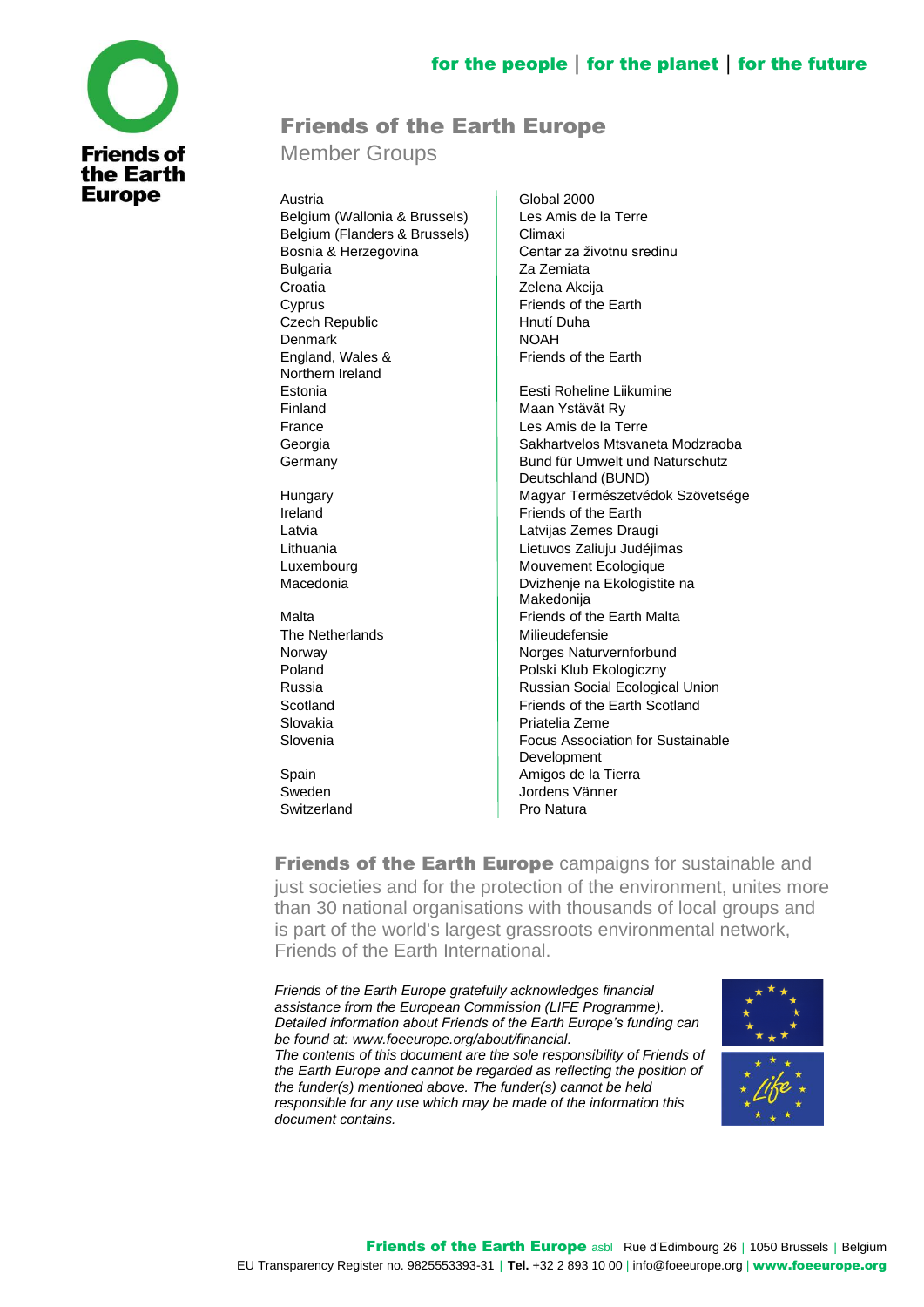for the people | for the planet | for the future

# Friends of the Earth Europe

## Member Groups

| | |
|---|---|
| Austria | Global 2000 |
| Belgium (Wallonia & Brussels) | Les Amis de la Terre |
| Belgium (Flanders & Brussels) | Climaxi |
| Bosnia & Herzegovina | Centar za životnu sredinu |
| Bulgaria | Za Zemiata |
| Croatia | Zelena Akcija |
| Cyprus | Friends of the Earth |
| Czech Republic | Hnutí Duha |
| Denmark | NOAH |
| England, Wales & Northern Ireland | Friends of the Earth |
| Estonia | Eesti Roheline Liikumine |
| Finland | Maan Ystävät Ry |
| France | Les Amis de la Terre |
| Georgia | Sakhartvelos Mtsvaneta Modzraoba |
| Germany | Bund für Umwelt und Naturschutz Deutschland (BUND) |
| Hungary | Magyar Természetvédok Szövetsége |
| Ireland | Friends of the Earth |
| Latvia | Latvijas Zemes Draugi |
| Lithuania | Lietuvos Zaliuju Judéjimas |
| Luxembourg | Mouvement Ecologique |
| Macedonia | Dvizhenje na Ekologistite na Makedonija |
| Malta | Friends of the Earth Malta |
| The Netherlands | Milieudefensie |
| Norway | Norges Naturvernforbund |
| Poland | Polski Klub Ekologiczny |
| Russia | Russian Social Ecological Union |
| Scotland | Friends of the Earth Scotland |
| Slovakia | Priatelia Zeme |
| Slovenia | Focus Association for Sustainable Development |
| Spain | Amigos de la Tierra |
| Sweden | Jordens Vänner |
| Switzerland | Pro Natura |

**Friends of the Earth Europe** campaigns for sustainable and just societies and for the protection of the environment, unites more than 30 national organisations with thousands of local groups and is part of the world's largest grassroots environmental network, Friends of the Earth International.

*Friends of the Earth Europe gratefully acknowledges financial assistance from the European Commission (LIFE Programme). Detailed information about Friends of the Earth Europe's funding can be found at: www.foeeurope.org/about/financial.*
*The contents of this document are the sole responsibility of Friends of the Earth Europe and cannot be regarded as reflecting the position of the funder(s) mentioned above. The funder(s) cannot be held responsible for any use which may be made of the information this document contains.*

**Friends of the Earth Europe** asbl Rue d'Edimbourg 26 | 1050 Brussels | Belgium
EU Transparency Register no. 9825553393-31 | **Tel.** +32 2 893 10 00 | info@foeeurope.org | **www.foeeurope.org**